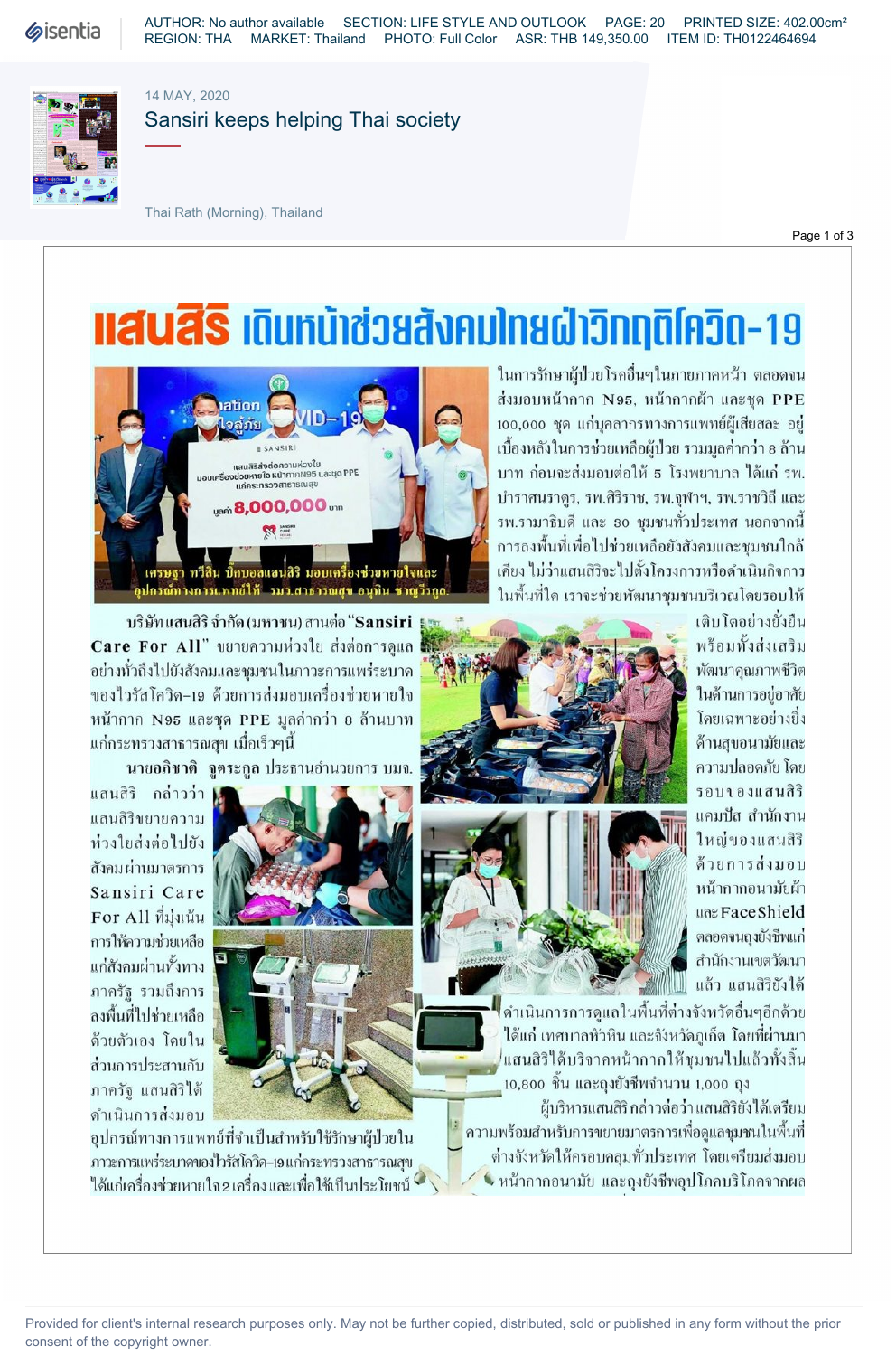14 MAY, 2020

# Sansiri keeps helping Thai society

Thai Rath (Morning), Thailand

# แสนสิริ เดินหน้าช่วยสังคมไทยฝ่าวิกฤติโควิด-19

เศรษฐา ทวีสิน ปี๊กบอสแสนสิริ มอบเครื่องช่วยหายใจและอุปกรณ์ทางการแพทย์ให้ รมว.สาธารณสุข อนุทิน ชาญวีรกูล

บริษัทแสนสิริ จำกัด (มหาชน) สานต่อ "Sansiri Care For All" ขยายความห่วงใย ส่งต่อการดูแลอย่างทั่วถึงไปยังสังคมและชุมชนในภาวะการแพร่ระบาดของไวรัสโควิด-19 ด้วยการส่งมอบเครื่องช่วยหายใจ หน้ากาก N95 และชุด PPE มูลค่ากว่า 8 ล้านบาท แก่กระทรวงสาธารณสุข เมื่อเร็วๆนี้

นายอภิชาติ จูตระกูล ประธานอำนวยการ บมจ.แสนสิริ กล่าวว่า แสนสิริขยายความห่วงใยส่งต่อไปยังสังคมผ่านมาตรการ Sansiri Care For All ที่มุ่งเน้นการให้ความช่วยเหลือแก่สังคมผ่านทั้งทางภาครัฐ รวมถึงการลงพื้นที่ไปช่วยเหลือด้วยตัวเอง โดยในส่วนการประสานกับภาครัฐ แสนสิริได้ดำเนินการส่งมอบอุปกรณ์ทางการแพทย์ที่จำเป็นสำหรับใช้รักษาผู้ป่วยในภาวะการแพร่ระบาดของไวรัสโควิด-19แก่กระทรวงสาธารณสุข ได้แก่เครื่องช่วยหายใจ 2 เครื่อง และเพื่อใช้เป็นประโยชน์ในการรักษาผู้ป่วยโรคอื่นๆในภายภาคหน้า ตลอดจนส่งมอบหน้ากาก N95, หน้ากากผ้า และชุด PPE 100,000 ชุด แก่บุคลากรทางการแพทย์ผู้เสียสละ อยู่เบื้องหลังในการช่วยเหลือผู้ป่วย รวมมูลค่ากว่า 8 ล้านบาท ก่อนจะส่งมอบต่อให้ 5 โรงพยาบาล ได้แก่ รพ.บำราศนราดูร, รพ.ศิริราช, รพ.จุฬาฯ, รพ.ราชวิถี และ รพ.รามาธิบดี และ 30 ชุมชนทั่วประเทศ นอกจากนี้การลงพื้นที่เพื่อไปช่วยเหลือยังสังคมและชุมชนใกล้เคียง ไม่ว่าแสนสิริจะไปตั้งโครงการหรือดำเนินกิจการในพื้นที่ใด เราจะช่วยพัฒนาชุมชนบริเวณโดยรอบให้เติบโตอย่างยั่งยืน พร้อมทั้งส่งเสริมพัฒนาคุณภาพชีวิตในด้านการอยู่อาศัย โดยเฉพาะอย่างยิ่งด้านสุขอนามัยและความปลอดภัย โดยรอบของแสนสิริ แคมปัส สำนักงานใหญ่ของแสนสิริ ด้วยการส่งมอบหน้ากากอนามัยผ้าและ Face Shield ตลอดจนถุงยังชีพแก่สำนักงานเขตวัฒนา แล้ว แสนสิริยังได้ดำเนินการการดูแลในพื้นที่ต่างจังหวัดอื่นๆอีกด้วย ได้แก่ เทศบาลหัวหิน และจังหวัดภูเก็ต โดยที่ผ่านมาแสนสิริได้บริจาคหน้ากากให้ชุมชนไปแล้วทั้งสิ้น 10,800 ชิ้น และถุงยังชีพจำนวน 1,000 ถุง

ผู้บริหารแสนสิริ กล่าวต่อว่าแสนสิริยังได้เตรียมความพร้อมสำหรับการขยายมาตรการเพื่อดูแลชุมชนในพื้นที่ต่างจังหวัดให้ครอบคลุมทั่วประเทศ โดยเตรียมส่งมอบหน้ากากอนามัย และถุงยังชีพอุปโภคบริโภคจากผล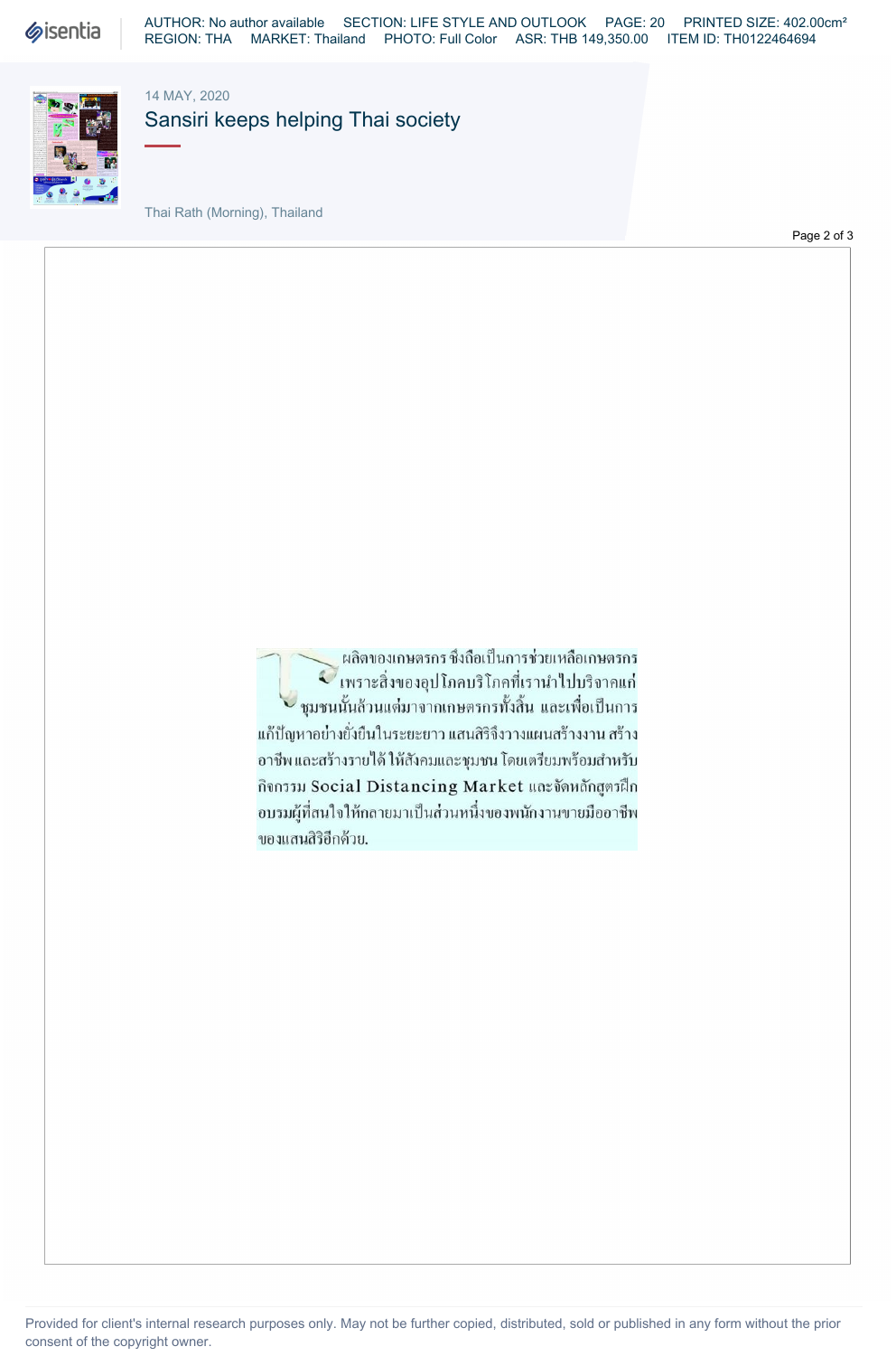ผลิตของเกษตรกร ซึ่งถือเป็นการช่วยเหลือเกษตรกร เพราะสิ่งของอุปโภคบริโภคที่เรานำไปบริจาคแก่ชุมชนนั้นล้วนแต่มาจากเกษตรกรทั้งสิ้น และเพื่อเป็นการแก้ปัญหาอย่างยั่งยืนในระยะยาว แสนสิริจึงวางแผนสร้างงาน สร้างอาชีพและสร้างรายได้ให้สังคมและชุมชน โดยเตรียมพร้อมสำหรับกิจกรรม Social Distancing Market และจัดหลักสูตรฝึกอบรมผู้ที่สนใจให้กลายมาเป็นส่วนหนึ่งของพนักงานขายมืออาชีพของแสนสิริอีกด้วย.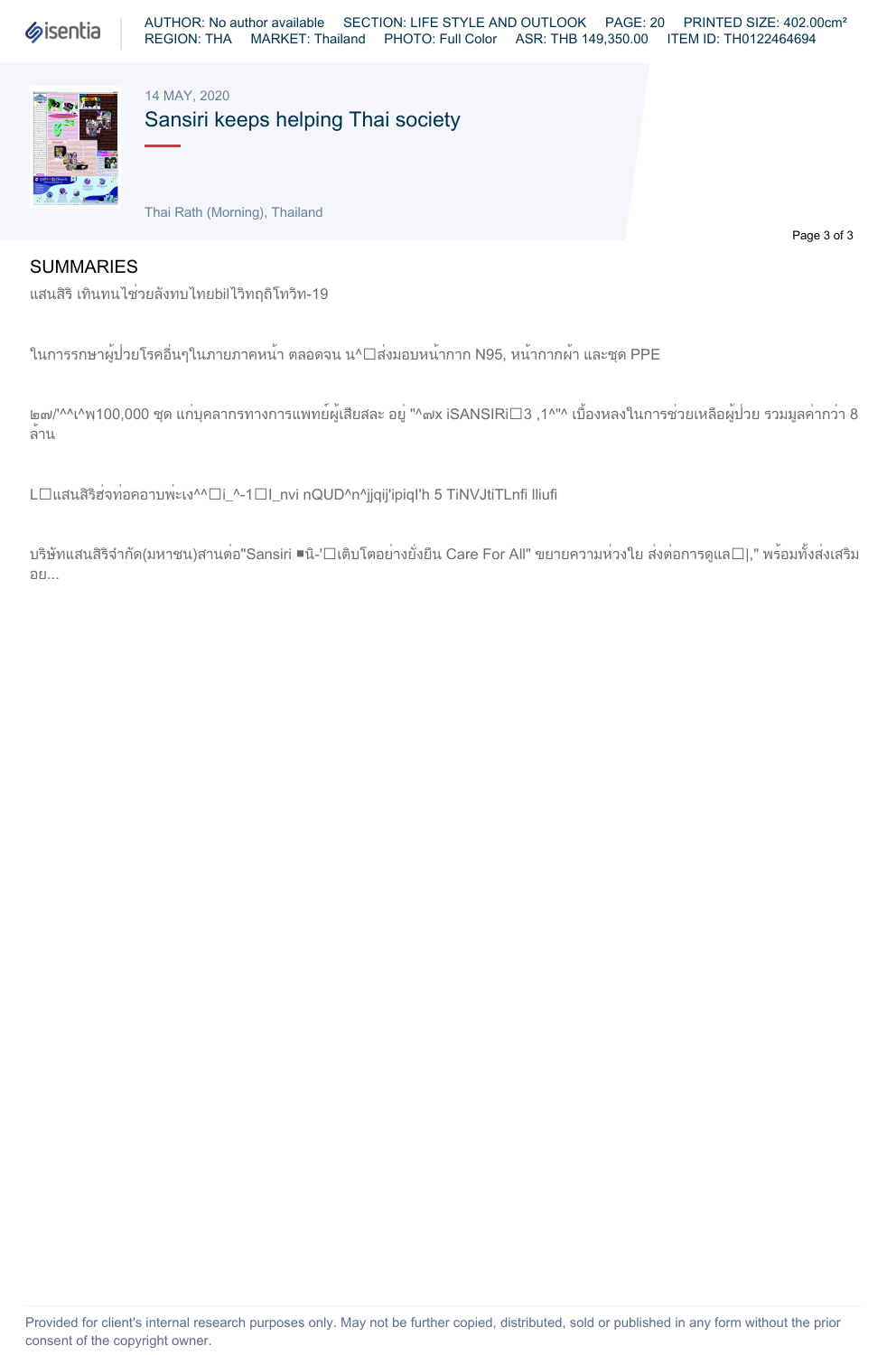14 MAY, 2020

# Sansiri keeps helping Thai society

Thai Rath (Morning), Thailand

AUTHOR: No author available SECTION: LIFE STYLE AND OUTLOOK PAGE: 20 PRINTED SIZE: 402.00cm² REGION: THA MARKET: Thailand PHOTO: Full Color ASR: THB 149,350.00 ITEM ID: TH0122464694

## SUMMARIES

แสนสิริ เทินทนไช่วยลังทบไทยbilไวิทฤถิโทวิท-19

ในการรกษาผู้ป่วยโรคอื่นๆในภายภาคหน้า ตลอดจน น^□ส่งมอบหน้ากาก N95, หน้ากากผ้า และชุด PPE

๒๗/'^^เ^พ100,000 ชุด แก่บุคลากรทางการแพทย์ผู้เสียสละ อยู่ "^๗x iSANSIRi□3 ,1^"^ เบื้องหลงในการช่วยเหลือผู้ป่วย รวมมูลค่ากว่า 8 ล้าน

L□แสนสิริ่จท่อคอาบพ่ะเง^^□i_^-1□I_nvi nQUD^n^jjqij'ipiql'h 5 TiNVJtiTLnfi lliufi

บริษัทแสนสิริจำกัด(มหาชน)สานต่อ"Sansiri ■นิ-'□เติบโตอย่างยั่งยืน Care For All" ขยายความห่วงใย ส่งต่อการดูแล□|," พร้อมทั้งส่งเสริม อย...

Provided for client's internal research purposes only. May not be further copied, distributed, sold or published in any form without the prior consent of the copyright owner.